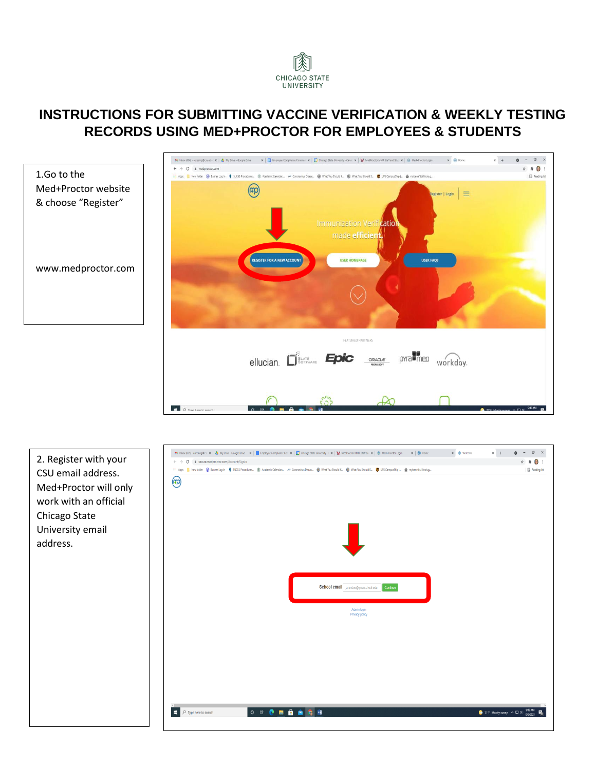CHICAGO STATE UNIVERSITY

# INSTRUCTIONS FOR SUBMITTING VACCINE VERIFICATION & WEEKLY TESTING RECORDS USING MED+PROCTOR FOR EMPLOYEES & STUDENTS

1.Go to the Med+Proctor website & choose "Register"

www.medproctor.com

2. Register with your CSU email address. Med+Proctor will only work with an official Chicago State University email address.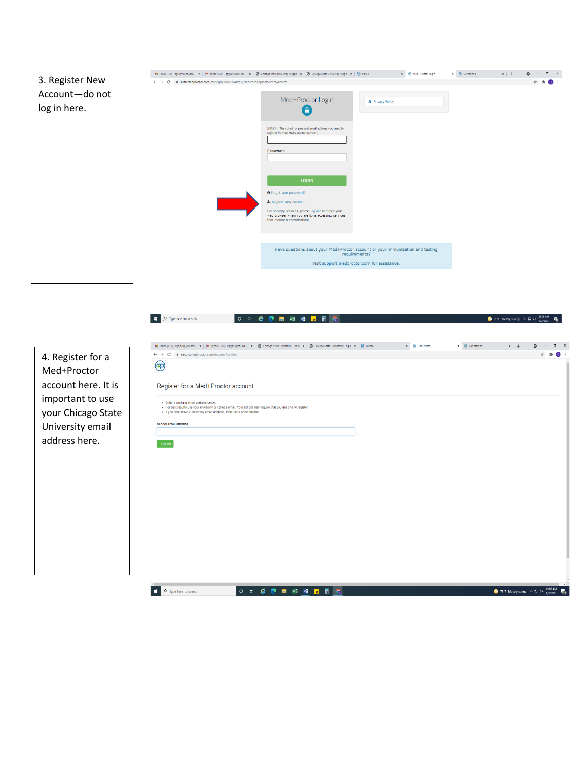3. Register New Account—do not log in here.

4. Register for a Med+Proctor account here. It is important to use your Chicago State University email address here.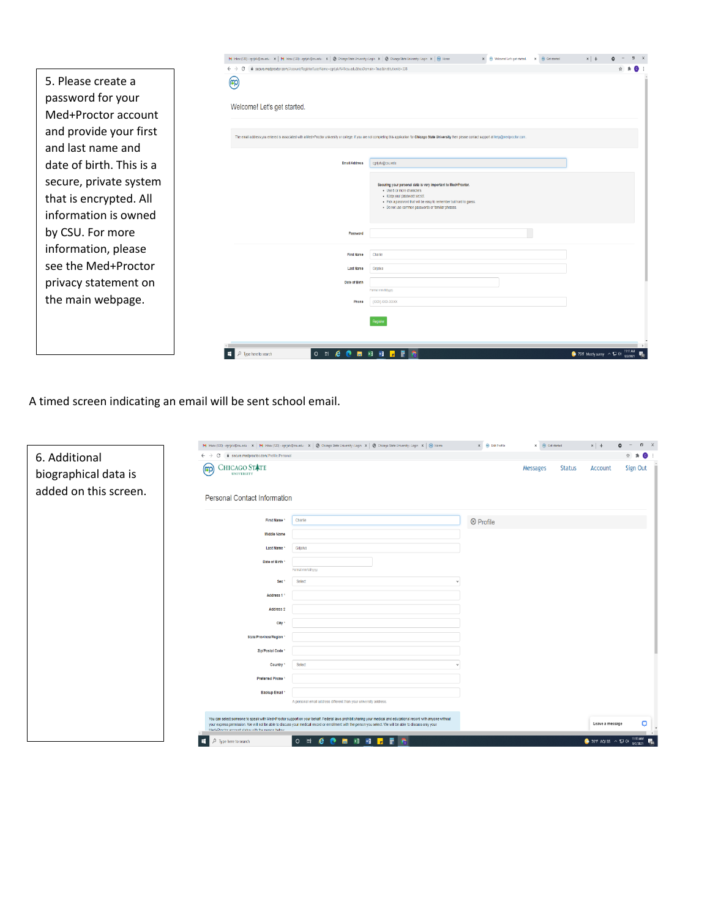5. Please create a password for your Med+Proctor account and provide your first and last name and date of birth. This is a secure, private system that is encrypted. All information is owned by CSU. For more information, please see the Med+Proctor privacy statement on the main webpage.

A timed screen indicating an email will be sent school email.

6. Additional biographical data is added on this screen.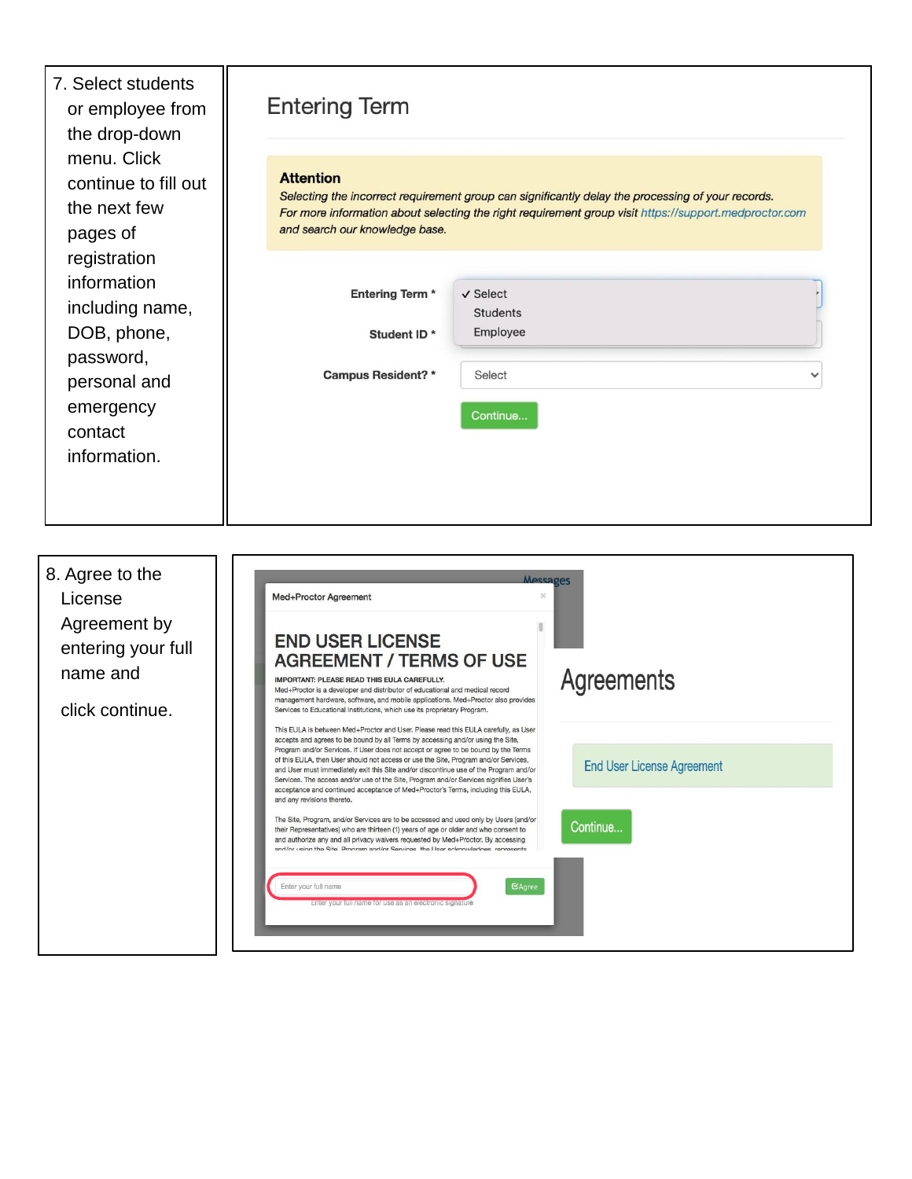7. Select students or employee from the drop-down menu. Click continue to fill out the next few pages of registration information including name, DOB, phone, password, personal and emergency contact information.

## Entering Term

**Attention**

*Selecting the incorrect requirement group can significantly delay the processing of your records.*
*For more information about selecting the right requirement group visit https://support.medproctor.com and search our knowledge base.*

**Entering Term ***

✓ Select
Students
Employee

**Student ID ***

**Campus Resident? ***

Select

Continue...

8. Agree to the License Agreement by entering your full name and

click continue.

Messages

Med+Proctor Agreement

### END USER LICENSE AGREEMENT / TERMS OF USE

IMPORTANT: PLEASE READ THIS EULA CAREFULLY.
Med+Proctor is a developer and distributor of educational and medical record management hardware, software, and mobile applications. Med+Proctor also provides Services to Educational institutions, which use its proprietary Program.

This EULA is between Med+Proctor and User. Please read this EULA carefully, as User accepts and agrees to be bound by all Terms by accessing and/or using the Site, Program and/or Services. If User does not accept or agree to be bound by the Terms of this EULA, then User should not access or use the Site, Program and/or Services, and User must immediately exit this Site and/or discontinue use of the Program and/or Services. The access and/or use of the Site, Program and/or Services signifies User's acceptance and continued acceptance of Med+Proctor's Terms, including this EULA, and any revisions thereto.

The Site, Program, and/or Services are to be accessed and used only by Users (and/or their Representatives) who are thirteen (1) years of age or older and who consent to and authorize any and all privacy waivers requested by Med+Proctor. By accessing and/or using the Site, Program and/or Services, the User acknowledges, represents

Enter your full name

Agree

Enter your full name for use as an electronic signature

## Agreements

End User License Agreement

Continue...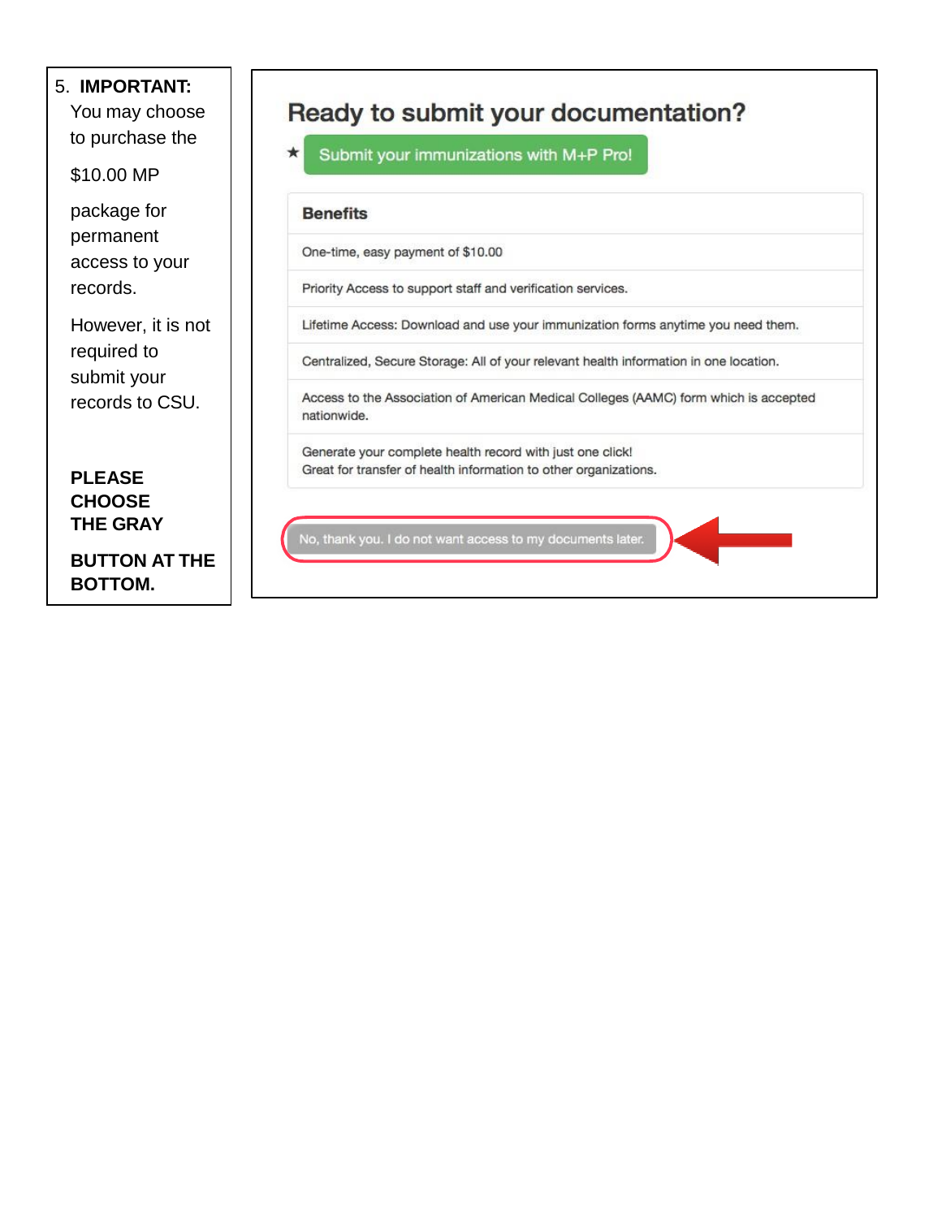5. **IMPORTANT:** You may choose to purchase the $10.00 MP package for permanent access to your records.

However, it is not required to submit your records to CSU.

**PLEASE CHOOSE THE GRAY BUTTON AT THE BOTTOM.**

## Ready to submit your documentation?

★ Submit your immunizations with M+P Pro!

| Benefits |
| --- |
| One-time, easy payment of $10.00 |
| Priority Access to support staff and verification services. |
| Lifetime Access: Download and use your immunization forms anytime you need them. |
| Centralized, Secure Storage: All of your relevant health information in one location. |
| Access to the Association of American Medical Colleges (AAMC) form which is accepted nationwide. |
| Generate your complete health record with just one click! Great for transfer of health information to other organizations. |

No, thank you. I do not want access to my documents later.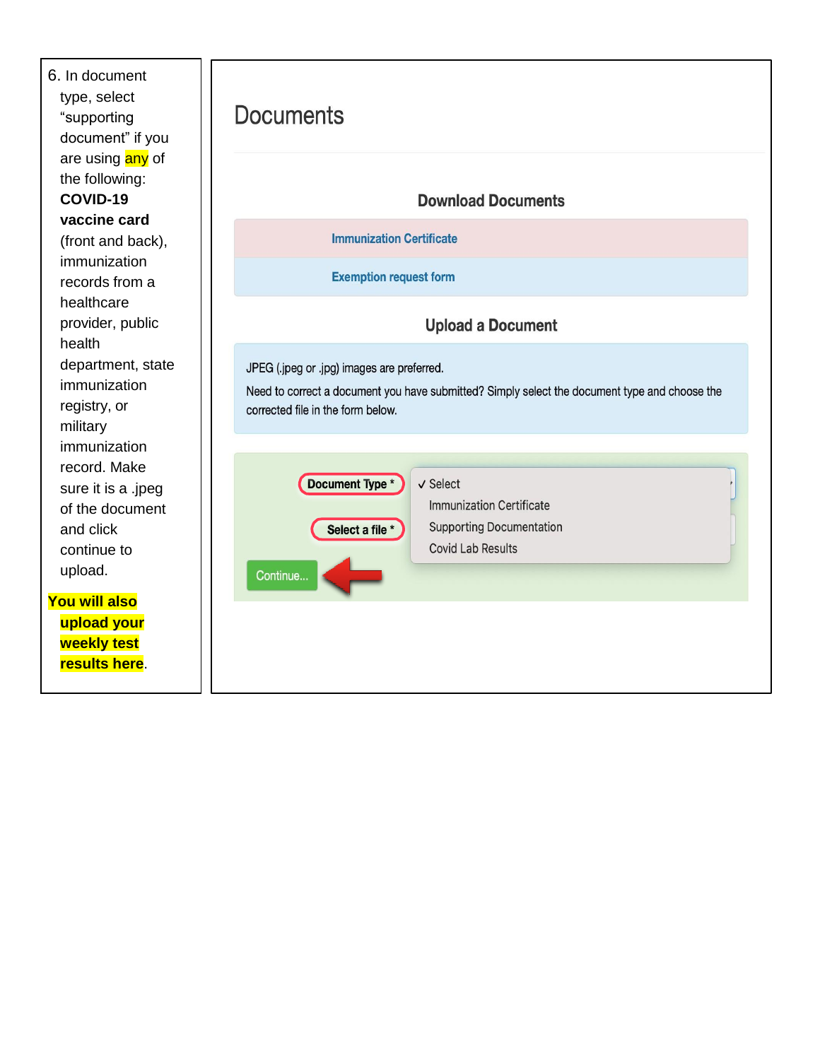6. In document type, select "supporting document" if you are using any of the following: **COVID-19 vaccine card** (front and back), immunization records from a healthcare provider, public health department, state immunization registry, or military immunization record. Make sure it is a .jpeg of the document and click continue to upload.

**You will also upload your weekly test results here**.

# Documents

## Download Documents

Immunization Certificate

Exemption request form

## Upload a Document

JPEG (.jpeg or .jpg) images are preferred.

Need to correct a document you have submitted? Simply select the document type and choose the corrected file in the form below.

**Document Type** *

- ✓ Select
- Immunization Certificate
- Supporting Documentation
- Covid Lab Results

**Select a file** *

Continue...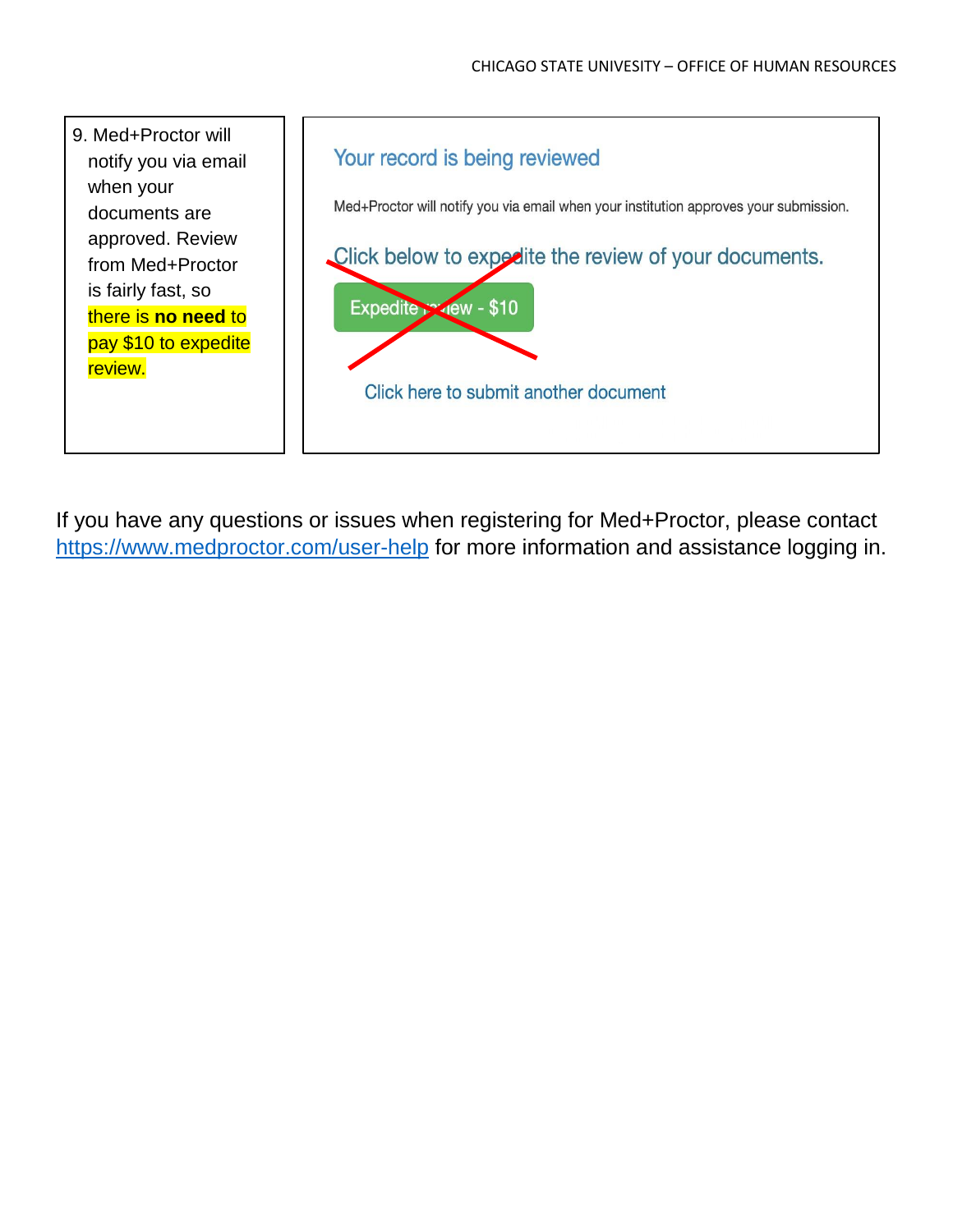9. Med+Proctor will notify you via email when your documents are approved. Review from Med+Proctor is fairly fast, so there is **no need** to pay $10 to expedite review.

Your record is being reviewed

Med+Proctor will notify you via email when your institution approves your submission.

Click below to expedite the review of your documents.

Expedite review - $10

Click here to submit another document

If you have any questions or issues when registering for Med+Proctor, please contact https://www.medproctor.com/user-help for more information and assistance logging in.